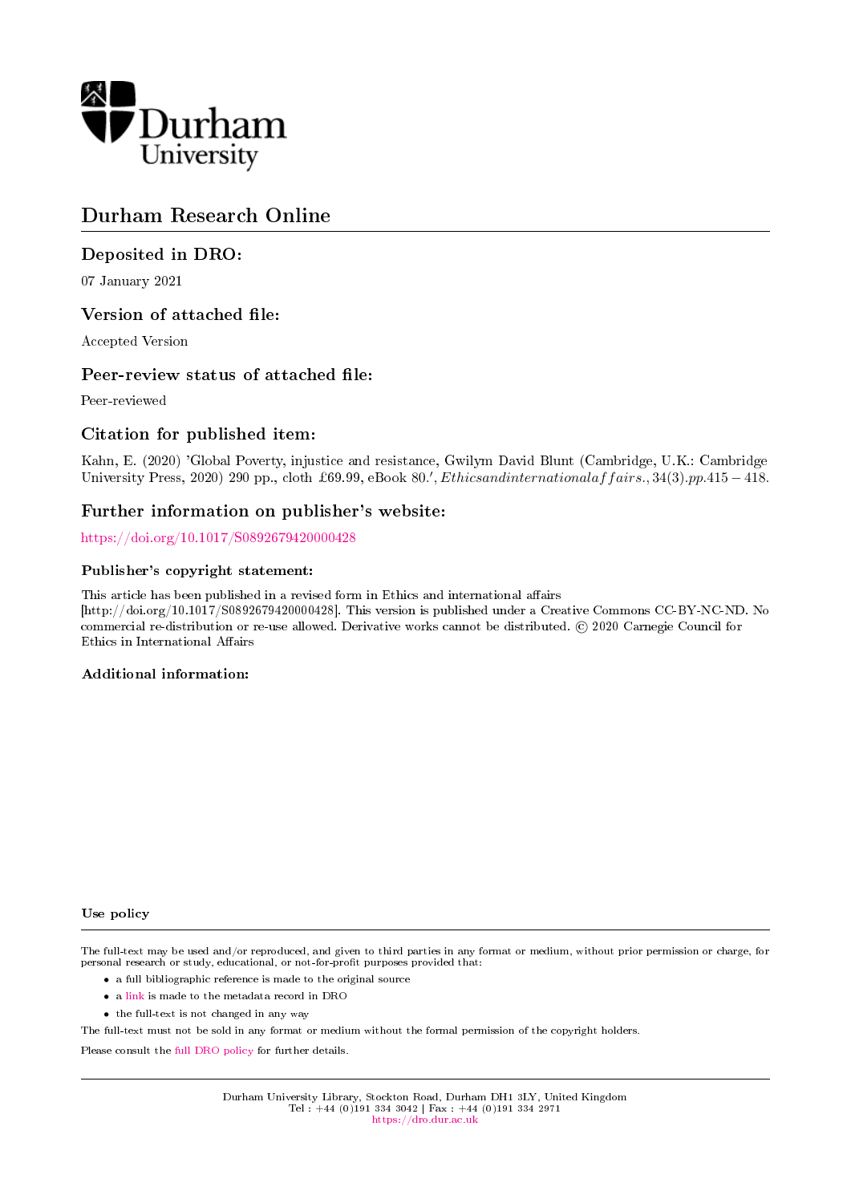# Durham Research Online

## Deposited in DRO:

07 January 2021

## Version of attached file:

Accepted Version

## Peer-review status of attached file:

Peer-reviewed

## Citation for published item:

Kahn, E. (2020) 'Global Poverty, injustice and resistance, Gwilym David Blunt (Cambridge, U.K.: Cambridge University Press, 2020) 290 pp., cloth £69.99, eBook 80.', *Ethicsandinternationalaffairs.*, 34(3). pp. 415 − 418.

## Further information on publisher's website:

https://doi.org/10.1017/S0892679420000428

### Publisher's copyright statement:

This article has been published in a revised form in Ethics and international affairs [http://doi.org/10.1017/S0892679420000428]. This version is published under a Creative Commons CC-BY-NC-ND. No commercial re-distribution or re-use allowed. Derivative works cannot be distributed. © 2020 Carnegie Council for Ethics in International Affairs

### Additional information:

#### Use policy

The full-text may be used and/or reproduced, and given to third parties in any format or medium, without prior permission or charge, for personal research or study, educational, or not-for-profit purposes provided that:

- a full bibliographic reference is made to the original source
- a link is made to the metadata record in DRO
- the full-text is not changed in any way

The full-text must not be sold in any format or medium without the formal permission of the copyright holders.

Please consult the full DRO policy for further details.

Durham University Library, Stockton Road, Durham DH1 3LY, United Kingdom
Tel : +44 (0)191 334 3042 | Fax : +44 (0)191 334 2971
https://dro.dur.ac.uk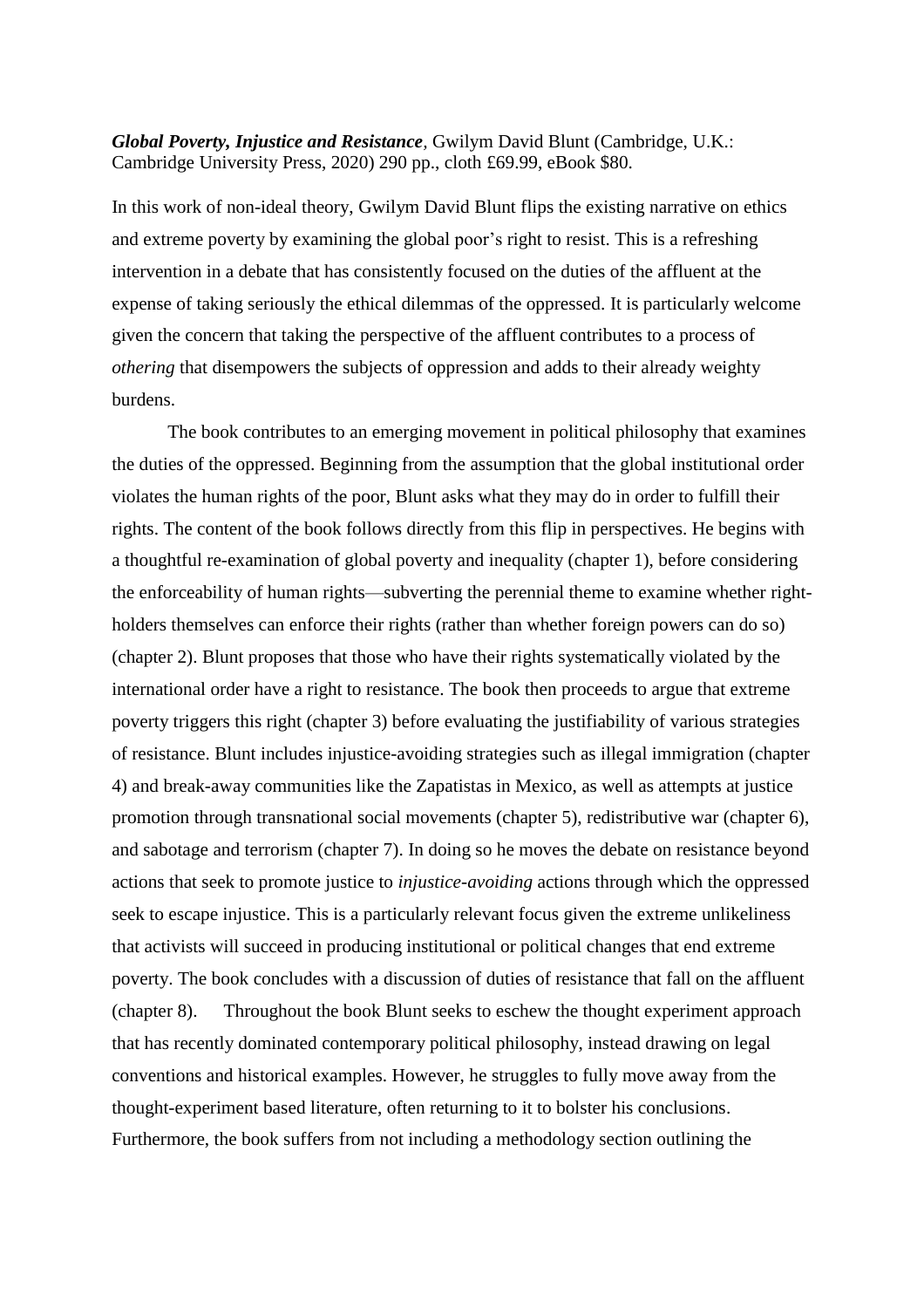***Global Poverty, Injustice and Resistance***, Gwilym David Blunt (Cambridge, U.K.: Cambridge University Press, 2020) 290 pp., cloth £69.99, eBook $80.

In this work of non-ideal theory, Gwilym David Blunt flips the existing narrative on ethics and extreme poverty by examining the global poor's right to resist. This is a refreshing intervention in a debate that has consistently focused on the duties of the affluent at the expense of taking seriously the ethical dilemmas of the oppressed. It is particularly welcome given the concern that taking the perspective of the affluent contributes to a process of *othering* that disempowers the subjects of oppression and adds to their already weighty burdens.

The book contributes to an emerging movement in political philosophy that examines the duties of the oppressed. Beginning from the assumption that the global institutional order violates the human rights of the poor, Blunt asks what they may do in order to fulfill their rights. The content of the book follows directly from this flip in perspectives. He begins with a thoughtful re-examination of global poverty and inequality (chapter 1), before considering the enforceability of human rights—subverting the perennial theme to examine whether right-holders themselves can enforce their rights (rather than whether foreign powers can do so) (chapter 2). Blunt proposes that those who have their rights systematically violated by the international order have a right to resistance. The book then proceeds to argue that extreme poverty triggers this right (chapter 3) before evaluating the justifiability of various strategies of resistance. Blunt includes injustice-avoiding strategies such as illegal immigration (chapter 4) and break-away communities like the Zapatistas in Mexico, as well as attempts at justice promotion through transnational social movements (chapter 5), redistributive war (chapter 6), and sabotage and terrorism (chapter 7). In doing so he moves the debate on resistance beyond actions that seek to promote justice to *injustice-avoiding* actions through which the oppressed seek to escape injustice. This is a particularly relevant focus given the extreme unlikeliness that activists will succeed in producing institutional or political changes that end extreme poverty. The book concludes with a discussion of duties of resistance that fall on the affluent (chapter 8). Throughout the book Blunt seeks to eschew the thought experiment approach that has recently dominated contemporary political philosophy, instead drawing on legal conventions and historical examples. However, he struggles to fully move away from the thought-experiment based literature, often returning to it to bolster his conclusions. Furthermore, the book suffers from not including a methodology section outlining the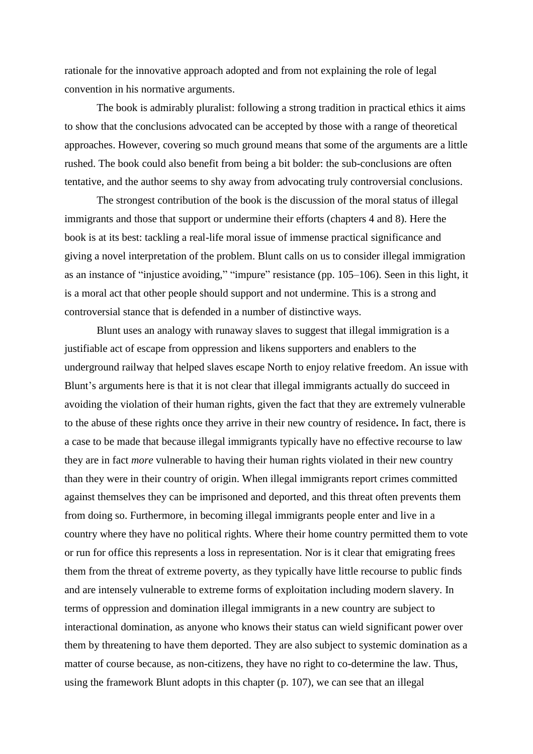rationale for the innovative approach adopted and from not explaining the role of legal convention in his normative arguments.

The book is admirably pluralist: following a strong tradition in practical ethics it aims to show that the conclusions advocated can be accepted by those with a range of theoretical approaches. However, covering so much ground means that some of the arguments are a little rushed. The book could also benefit from being a bit bolder: the sub-conclusions are often tentative, and the author seems to shy away from advocating truly controversial conclusions.

The strongest contribution of the book is the discussion of the moral status of illegal immigrants and those that support or undermine their efforts (chapters 4 and 8). Here the book is at its best: tackling a real-life moral issue of immense practical significance and giving a novel interpretation of the problem. Blunt calls on us to consider illegal immigration as an instance of "injustice avoiding," "impure" resistance (pp. 105–106). Seen in this light, it is a moral act that other people should support and not undermine. This is a strong and controversial stance that is defended in a number of distinctive ways.

Blunt uses an analogy with runaway slaves to suggest that illegal immigration is a justifiable act of escape from oppression and likens supporters and enablers to the underground railway that helped slaves escape North to enjoy relative freedom. An issue with Blunt's arguments here is that it is not clear that illegal immigrants actually do succeed in avoiding the violation of their human rights, given the fact that they are extremely vulnerable to the abuse of these rights once they arrive in their new country of residence**.** In fact, there is a case to be made that because illegal immigrants typically have no effective recourse to law they are in fact *more* vulnerable to having their human rights violated in their new country than they were in their country of origin. When illegal immigrants report crimes committed against themselves they can be imprisoned and deported, and this threat often prevents them from doing so. Furthermore, in becoming illegal immigrants people enter and live in a country where they have no political rights. Where their home country permitted them to vote or run for office this represents a loss in representation. Nor is it clear that emigrating frees them from the threat of extreme poverty, as they typically have little recourse to public finds and are intensely vulnerable to extreme forms of exploitation including modern slavery. In terms of oppression and domination illegal immigrants in a new country are subject to interactional domination, as anyone who knows their status can wield significant power over them by threatening to have them deported. They are also subject to systemic domination as a matter of course because, as non-citizens, they have no right to co-determine the law. Thus, using the framework Blunt adopts in this chapter (p. 107), we can see that an illegal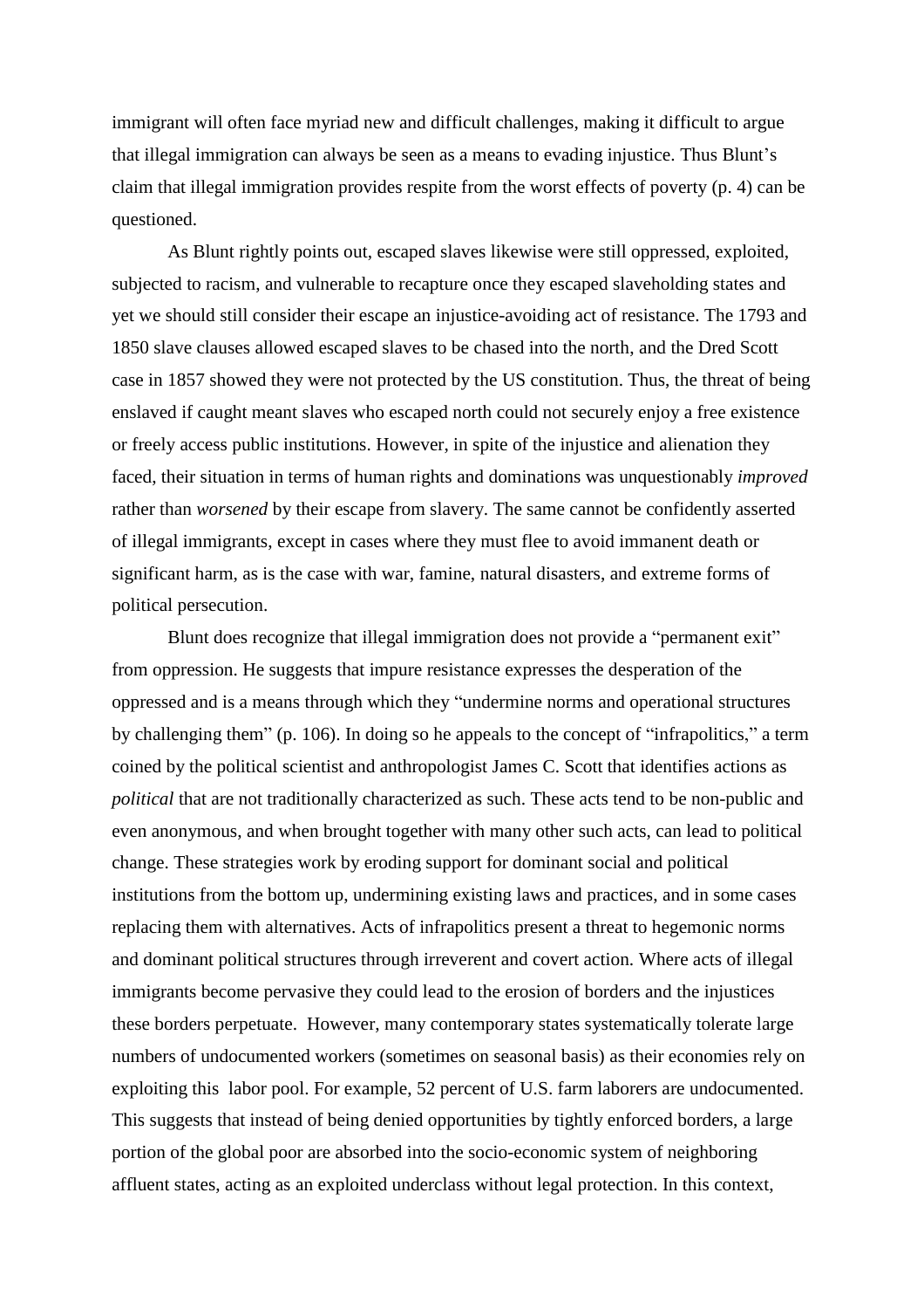immigrant will often face myriad new and difficult challenges, making it difficult to argue that illegal immigration can always be seen as a means to evading injustice. Thus Blunt's claim that illegal immigration provides respite from the worst effects of poverty (p. 4) can be questioned.

As Blunt rightly points out, escaped slaves likewise were still oppressed, exploited, subjected to racism, and vulnerable to recapture once they escaped slaveholding states and yet we should still consider their escape an injustice-avoiding act of resistance. The 1793 and 1850 slave clauses allowed escaped slaves to be chased into the north, and the Dred Scott case in 1857 showed they were not protected by the US constitution. Thus, the threat of being enslaved if caught meant slaves who escaped north could not securely enjoy a free existence or freely access public institutions. However, in spite of the injustice and alienation they faced, their situation in terms of human rights and dominations was unquestionably *improved* rather than *worsened* by their escape from slavery. The same cannot be confidently asserted of illegal immigrants, except in cases where they must flee to avoid immanent death or significant harm, as is the case with war, famine, natural disasters, and extreme forms of political persecution.

Blunt does recognize that illegal immigration does not provide a "permanent exit" from oppression. He suggests that impure resistance expresses the desperation of the oppressed and is a means through which they "undermine norms and operational structures by challenging them" (p. 106). In doing so he appeals to the concept of "infrapolitics," a term coined by the political scientist and anthropologist James C. Scott that identifies actions as *political* that are not traditionally characterized as such. These acts tend to be non-public and even anonymous, and when brought together with many other such acts, can lead to political change. These strategies work by eroding support for dominant social and political institutions from the bottom up, undermining existing laws and practices, and in some cases replacing them with alternatives. Acts of infrapolitics present a threat to hegemonic norms and dominant political structures through irreverent and covert action. Where acts of illegal immigrants become pervasive they could lead to the erosion of borders and the injustices these borders perpetuate. However, many contemporary states systematically tolerate large numbers of undocumented workers (sometimes on seasonal basis) as their economies rely on exploiting this labor pool. For example, 52 percent of U.S. farm laborers are undocumented. This suggests that instead of being denied opportunities by tightly enforced borders, a large portion of the global poor are absorbed into the socio-economic system of neighboring affluent states, acting as an exploited underclass without legal protection. In this context,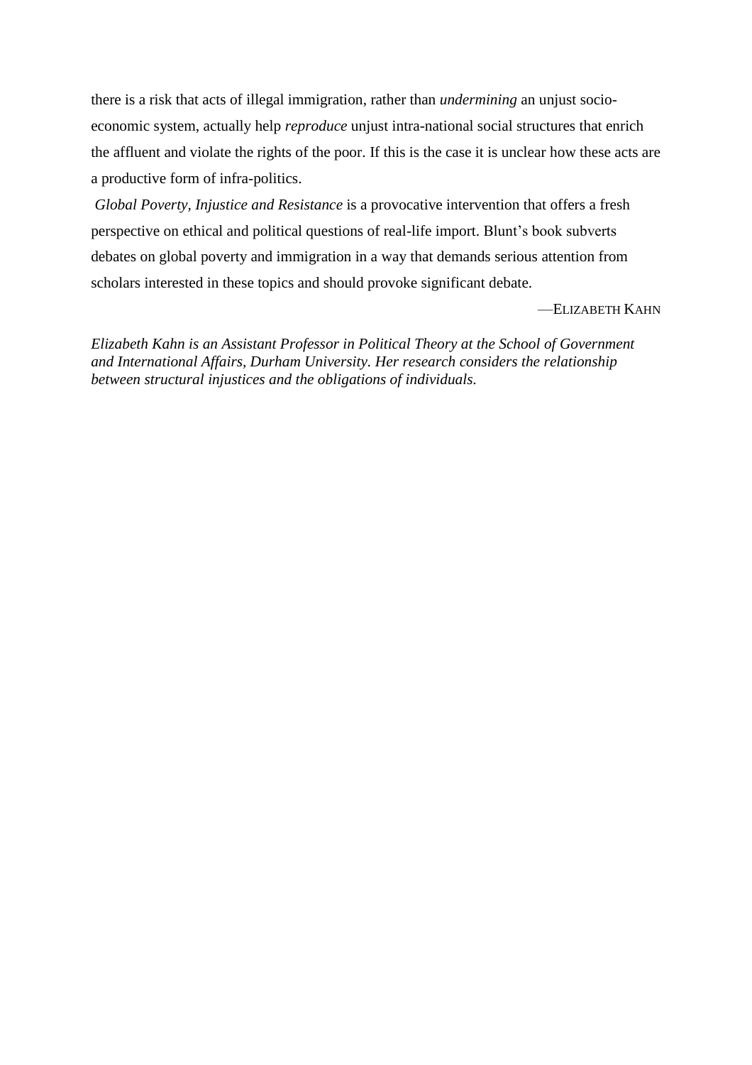there is a risk that acts of illegal immigration, rather than *undermining* an unjust socio-economic system, actually help *reproduce* unjust intra-national social structures that enrich the affluent and violate the rights of the poor. If this is the case it is unclear how these acts are a productive form of infra-politics.

*Global Poverty, Injustice and Resistance* is a provocative intervention that offers a fresh perspective on ethical and political questions of real-life import. Blunt's book subverts debates on global poverty and immigration in a way that demands serious attention from scholars interested in these topics and should provoke significant debate.

—ELIZABETH KAHN

*Elizabeth Kahn is an Assistant Professor in Political Theory at the School of Government and International Affairs, Durham University. Her research considers the relationship between structural injustices and the obligations of individuals.*